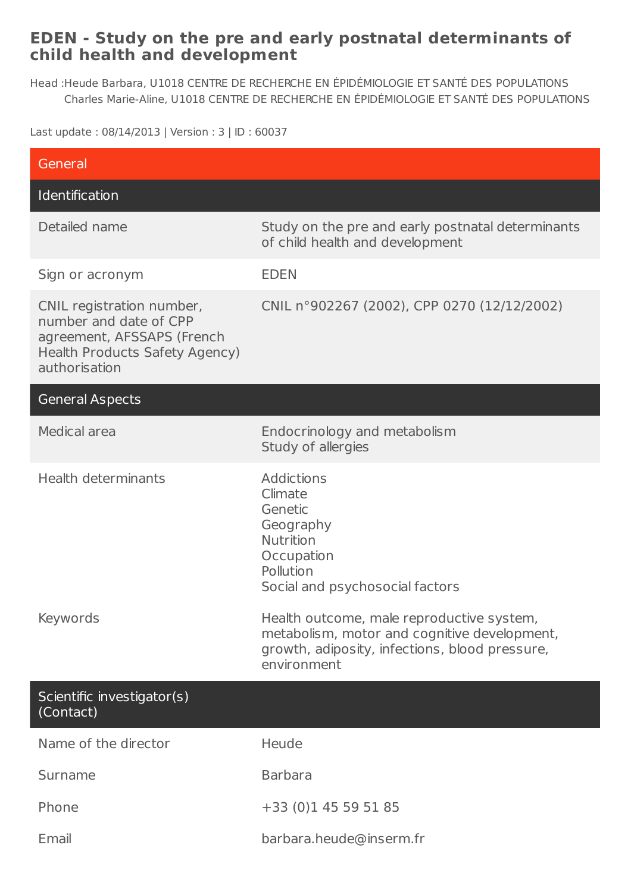# EDEN - Study on the pre and early postnatal determinants of child health and development

Head :Heude Barbara, U1018 CENTRE DE RECHERCHE EN ÉPIDÉMIOLOGIE ET SANTÉ DES POPULATIONS
Charles Marie-Aline, U1018 CENTRE DE RECHERCHE EN ÉPIDÉMIOLOGIE ET SANTÉ DES POPULATIONS

Last update : 08/14/2013 | Version : 3 | ID : 60037

## General

### Identification

| | |
|---|---|
| Detailed name | Study on the pre and early postnatal determinants of child health and development |
| Sign or acronym | EDEN |
| CNIL registration number, number and date of CPP agreement, AFSSAPS (French Health Products Safety Agency) authorisation | CNIL n°902267 (2002), CPP 0270 (12/12/2002) |

### General Aspects

| | |
|---|---|
| Medical area | Endocrinology and metabolism<br>Study of allergies |
| Health determinants | Addictions<br>Climate<br>Genetic<br>Geography<br>Nutrition<br>Occupation<br>Pollution<br>Social and psychosocial factors |
| Keywords | Health outcome, male reproductive system, metabolism, motor and cognitive development, growth, adiposity, infections, blood pressure, environment |

### Scientific investigator(s) (Contact)

| | |
|---|---|
| Name of the director | Heude |
| Surname | Barbara |
| Phone | +33 (0)1 45 59 51 85 |
| Email | barbara.heude@inserm.fr |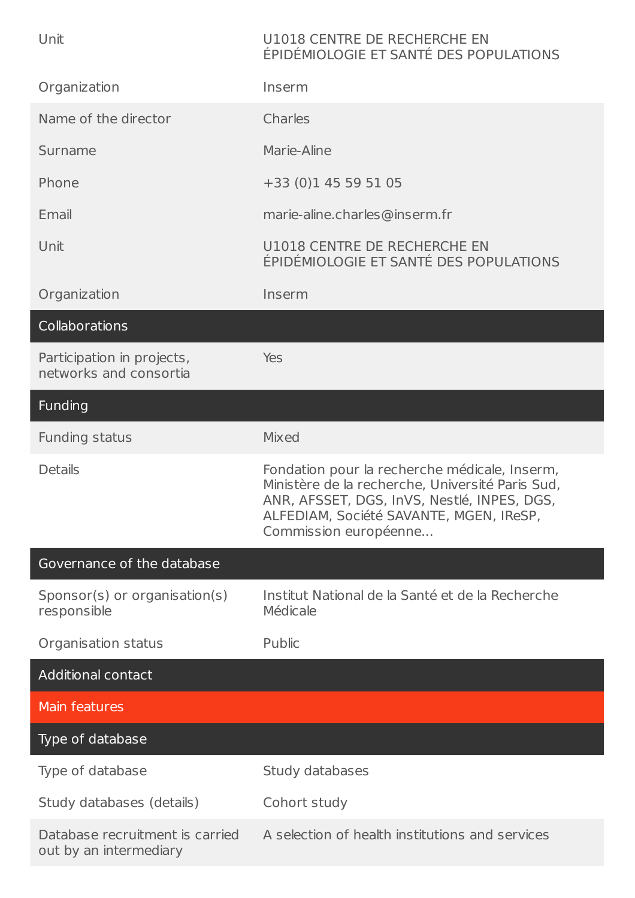| | |
|---|---|
| Unit | U1018 CENTRE DE RECHERCHE EN ÉPIDÉMIOLOGIE ET SANTÉ DES POPULATIONS |
| Organization | Inserm |
| Name of the director | Charles |
| Surname | Marie-Aline |
| Phone | +33 (0)1 45 59 51 05 |
| Email | marie-aline.charles@inserm.fr |
| Unit | U1018 CENTRE DE RECHERCHE EN ÉPIDÉMIOLOGIE ET SANTÉ DES POPULATIONS |
| Organization | Inserm |

## Collaborations

| | |
|---|---|
| Participation in projects, networks and consortia | Yes |

## Funding

| | |
|---|---|
| Funding status | Mixed |
| Details | Fondation pour la recherche médicale, Inserm, Ministère de la recherche, Université Paris Sud, ANR, AFSSET, DGS, InVS, Nestlé, INPES, DGS, ALFEDIAM, Société SAVANTE, MGEN, IReSP, Commission européenne... |

## Governance of the database

| | |
|---|---|
| Sponsor(s) or organisation(s) responsible | Institut National de la Santé et de la Recherche Médicale |
| Organisation status | Public |

## Additional contact

# Main features

## Type of database

| | |
|---|---|
| Type of database | Study databases |
| Study databases (details) | Cohort study |
| Database recruitment is carried out by an intermediary | A selection of health institutions and services |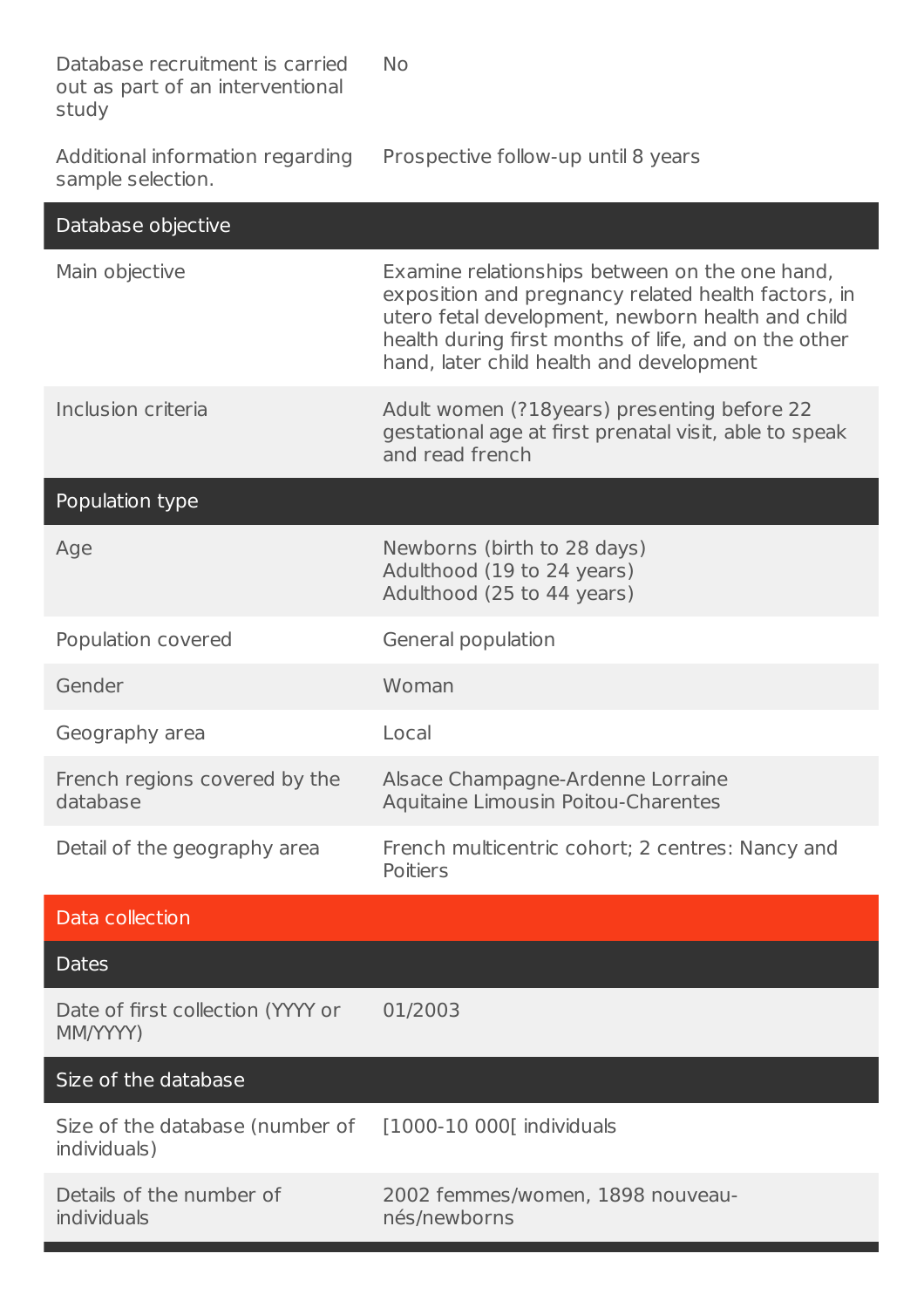| | |
|---|---|
| Database recruitment is carried out as part of an interventional study | No |
| Additional information regarding sample selection. | Prospective follow-up until 8 years |

## Database objective

| | |
|---|---|
| Main objective | Examine relationships between on the one hand, exposition and pregnancy related health factors, in utero fetal development, newborn health and child health during first months of life, and on the other hand, later child health and development |
| Inclusion criteria | Adult women (?18years) presenting before 22 gestational age at first prenatal visit, able to speak and read french |

## Population type

| | |
|---|---|
| Age | Newborns (birth to 28 days)<br>Adulthood (19 to 24 years)<br>Adulthood (25 to 44 years) |
| Population covered | General population |
| Gender | Woman |
| Geography area | Local |
| French regions covered by the database | Alsace Champagne-Ardenne Lorraine<br>Aquitaine Limousin Poitou-Charentes |
| Detail of the geography area | French multicentric cohort; 2 centres: Nancy and Poitiers |

# Data collection

## Dates

| | |
|---|---|
| Date of first collection (YYYY or MM/YYYY) | 01/2003 |

## Size of the database

| | |
|---|---|
| Size of the database (number of individuals) | [1000-10 000[ individuals |
| Details of the number of individuals | 2002 femmes/women, 1898 nouveau-nés/newborns |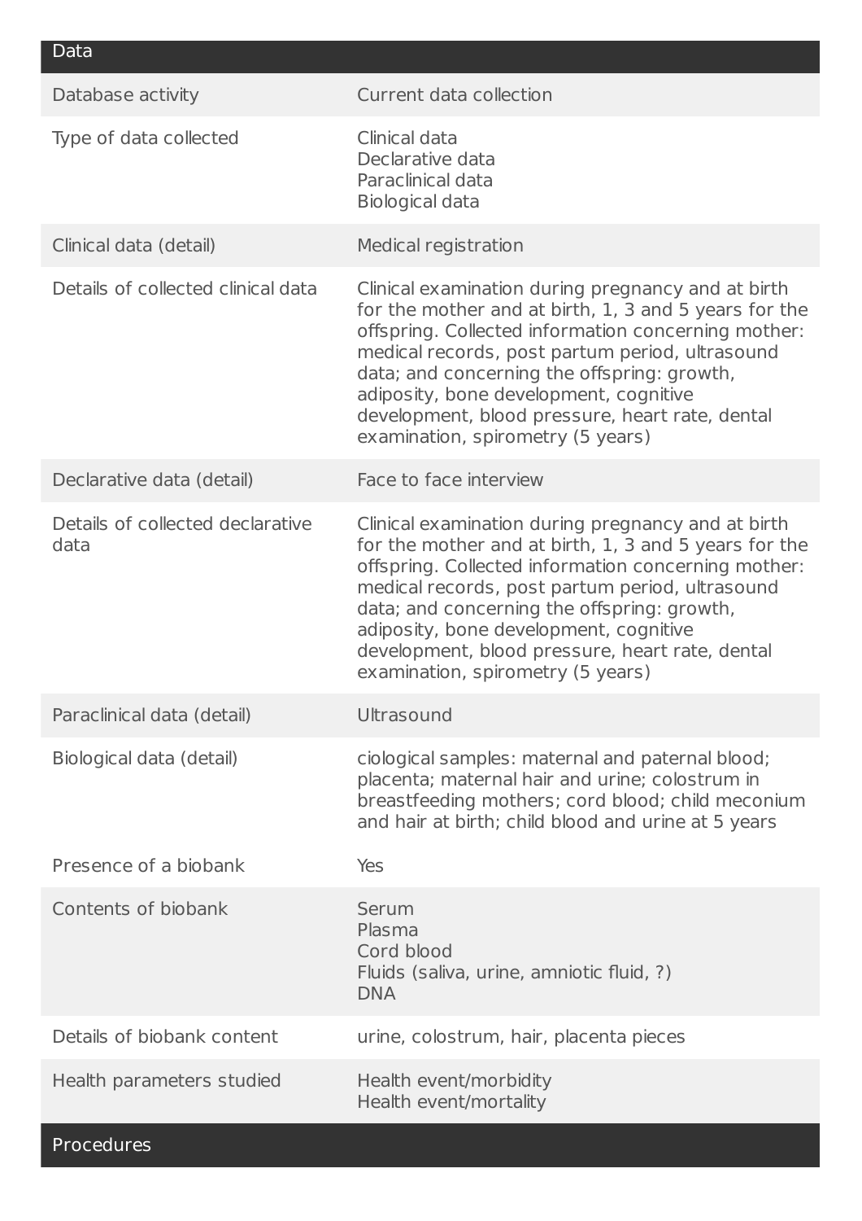## Data

| | |
|---|---|
| Database activity | Current data collection |
| Type of data collected | Clinical data<br>Declarative data<br>Paraclinical data<br>Biological data |
| Clinical data (detail) | Medical registration |
| Details of collected clinical data | Clinical examination during pregnancy and at birth for the mother and at birth, 1, 3 and 5 years for the offspring. Collected information concerning mother: medical records, post partum period, ultrasound data; and concerning the offspring: growth, adiposity, bone development, cognitive development, blood pressure, heart rate, dental examination, spirometry (5 years) |
| Declarative data (detail) | Face to face interview |
| Details of collected declarative data | Clinical examination during pregnancy and at birth for the mother and at birth, 1, 3 and 5 years for the offspring. Collected information concerning mother: medical records, post partum period, ultrasound data; and concerning the offspring: growth, adiposity, bone development, cognitive development, blood pressure, heart rate, dental examination, spirometry (5 years) |
| Paraclinical data (detail) | Ultrasound |
| Biological data (detail) | ciological samples: maternal and paternal blood; placenta; maternal hair and urine; colostrum in breastfeeding mothers; cord blood; child meconium and hair at birth; child blood and urine at 5 years |
| Presence of a biobank | Yes |
| Contents of biobank | Serum<br>Plasma<br>Cord blood<br>Fluids (saliva, urine, amniotic fluid, ?)<br>DNA |
| Details of biobank content | urine, colostrum, hair, placenta pieces |
| Health parameters studied | Health event/morbidity<br>Health event/mortality |

## Procedures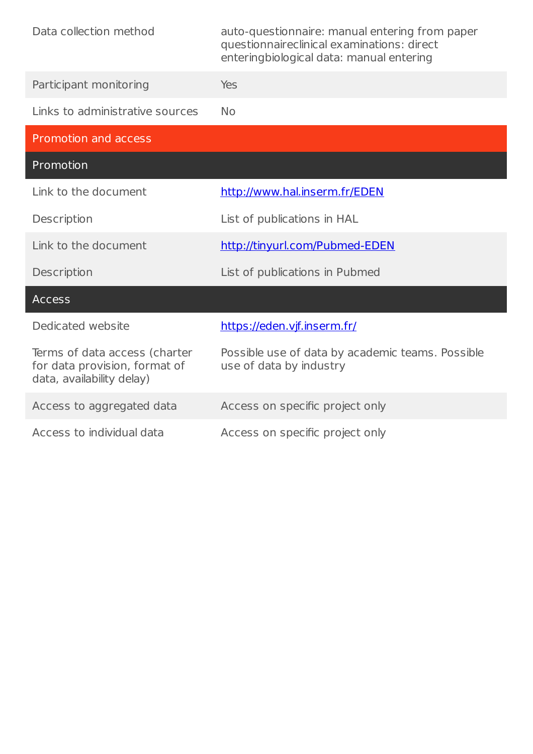| | |
|---|---|
| Data collection method | auto-questionnaire: manual entering from paper questionnaireclinical examinations: direct enteringbiological data: manual entering |
| Participant monitoring | Yes |
| Links to administrative sources | No |

## Promotion and access

### Promotion

| | |
|---|---|
| Link to the document | http://www.hal.inserm.fr/EDEN |
| Description | List of publications in HAL |
| Link to the document | http://tinyurl.com/Pubmed-EDEN |
| Description | List of publications in Pubmed |

### Access

| | |
|---|---|
| Dedicated website | https://eden.vjf.inserm.fr/ |
| Terms of data access (charter for data provision, format of data, availability delay) | Possible use of data by academic teams. Possible use of data by industry |
| Access to aggregated data | Access on specific project only |
| Access to individual data | Access on specific project only |